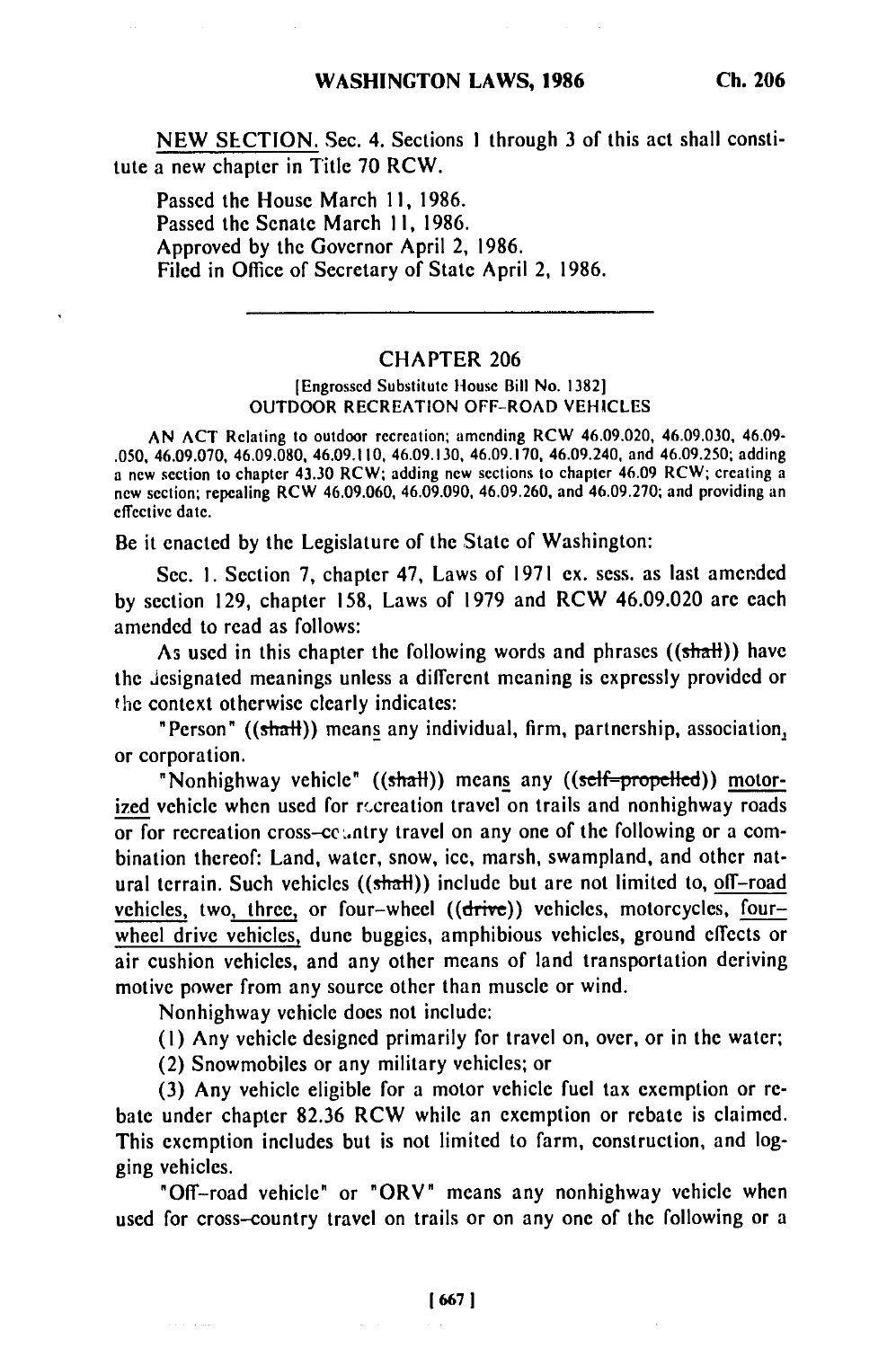NEW SECTION. Sec. 4. Sections 1 through 3 of this act shall constitute a new chapter in Title 70 RCW.

Passed the House March 11, 1986.
Passed the Senate March 11, 1986.
Approved by the Governor April 2, 1986.
Filed in Office of Secretary of State April 2, 1986.

---

## CHAPTER 206

[Engrossed Substitute House Bill No. 1382]
OUTDOOR RECREATION OFF-ROAD VEHICLES

AN ACT Relating to outdoor recreation; amending RCW 46.09.020, 46.09.030, 46.09.050, 46.09.070, 46.09.080, 46.09.110, 46.09.130, 46.09.170, 46.09.240, and 46.09.250; adding a new section to chapter 43.30 RCW; adding new sections to chapter 46.09 RCW; creating a new section; repealing RCW 46.09.060, 46.09.090, 46.09.260, and 46.09.270; and providing an effective date.

Be it enacted by the Legislature of the State of Washington:

Sec. 1. Section 7, chapter 47, Laws of 1971 ex. sess. as last amended by section 129, chapter 158, Laws of 1979 and RCW 46.09.020 are each amended to read as follows:

As used in this chapter the following words and phrases ((~~shall~~)) have the designated meanings unless a different meaning is expressly provided or the context otherwise clearly indicates:

"Person" ((~~shall~~)) means any individual, firm, partnership, association, or corporation.

"Nonhighway vehicle" ((~~shall~~)) means any ((~~self-propelled~~)) motorized vehicle when used for recreation travel on trails and nonhighway roads or for recreation cross-country travel on any one of the following or a combination thereof: Land, water, snow, ice, marsh, swampland, and other natural terrain. Such vehicles ((~~shall~~)) include but are not limited to, off-road vehicles, two, three, or four-wheel ((~~drive~~)) vehicles, motorcycles, four-wheel drive vehicles, dune buggies, amphibious vehicles, ground effects or air cushion vehicles, and any other means of land transportation deriving motive power from any source other than muscle or wind.

Nonhighway vehicle does not include:

(1) Any vehicle designed primarily for travel on, over, or in the water;

(2) Snowmobiles or any military vehicles; or

(3) Any vehicle eligible for a motor vehicle fuel tax exemption or rebate under chapter 82.36 RCW while an exemption or rebate is claimed. This exemption includes but is not limited to farm, construction, and logging vehicles.

"Off-road vehicle" or "ORV" means any nonhighway vehicle when used for cross-country travel on trails or on any one of the following or a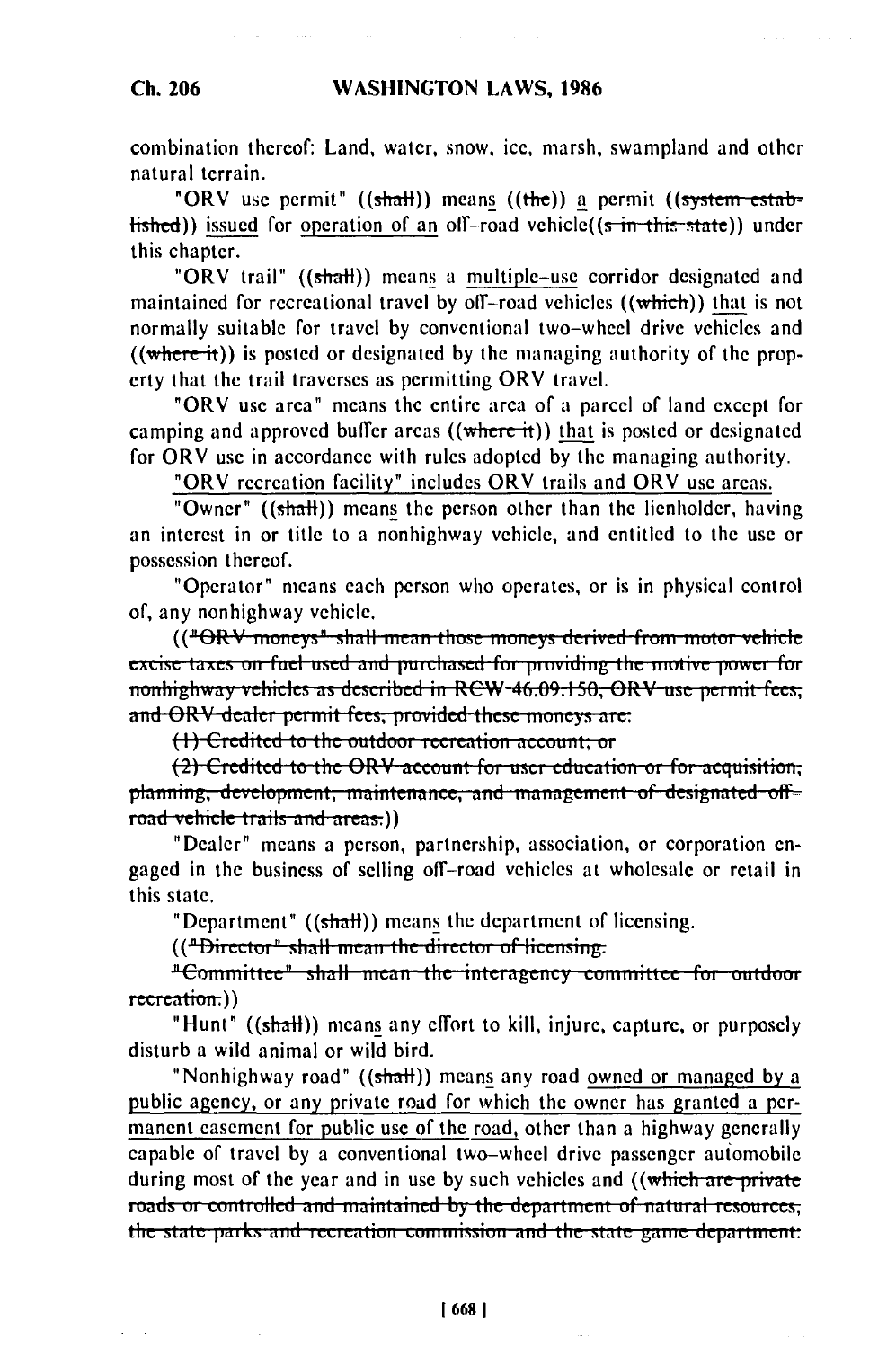combination thereof: Land, water, snow, ice, marsh, swampland and other natural terrain.

"ORV use permit" ((~~shall~~)) means ((~~the~~)) a permit ((~~system established~~)) issued for operation of an off-road vehicle((~~s in this state~~)) under this chapter.

"ORV trail" ((~~shall~~)) means a multiple-use corridor designated and maintained for recreational travel by off-road vehicles ((~~which~~)) that is not normally suitable for travel by conventional two-wheel drive vehicles and ((~~where it~~)) is posted or designated by the managing authority of the property that the trail traverses as permitting ORV travel.

"ORV use area" means the entire area of a parcel of land except for camping and approved buffer areas ((~~where it~~)) that is posted or designated for ORV use in accordance with rules adopted by the managing authority.

"ORV recreation facility" includes ORV trails and ORV use areas.

"Owner" ((~~shall~~)) means the person other than the lienholder, having an interest in or title to a nonhighway vehicle, and entitled to the use or possession thereof.

"Operator" means each person who operates, or is in physical control of, any nonhighway vehicle.

((~~"ORV moneys" shall mean those moneys derived from motor vehicle excise taxes on fuel used and purchased for providing the motive power for nonhighway vehicles as described in RCW 46.09.150, ORV use permit fees, and ORV dealer permit fees, provided these moneys are:~~

~~(1) Credited to the outdoor recreation account; or~~

~~(2) Credited to the ORV account for user education or for acquisition, planning, development, maintenance, and management of designated off-road vehicle trails and areas.~~))

"Dealer" means a person, partnership, association, or corporation engaged in the business of selling off-road vehicles at wholesale or retail in this state.

"Department" ((~~shall~~)) means the department of licensing.

((~~"Director" shall mean the director of licensing.~~

~~"Committee" shall mean the interagency committee for outdoor recreation.~~))

"Hunt" ((~~shall~~)) means any effort to kill, injure, capture, or purposely disturb a wild animal or wild bird.

"Nonhighway road" ((~~shall~~)) means any road owned or managed by a public agency, or any private road for which the owner has granted a permanent easement for public use of the road, other than a highway generally capable of travel by a conventional two-wheel drive passenger automobile during most of the year and in use by such vehicles and ((~~which are private roads or controlled and maintained by the department of natural resources, the state parks and recreation commission and the state game department:~~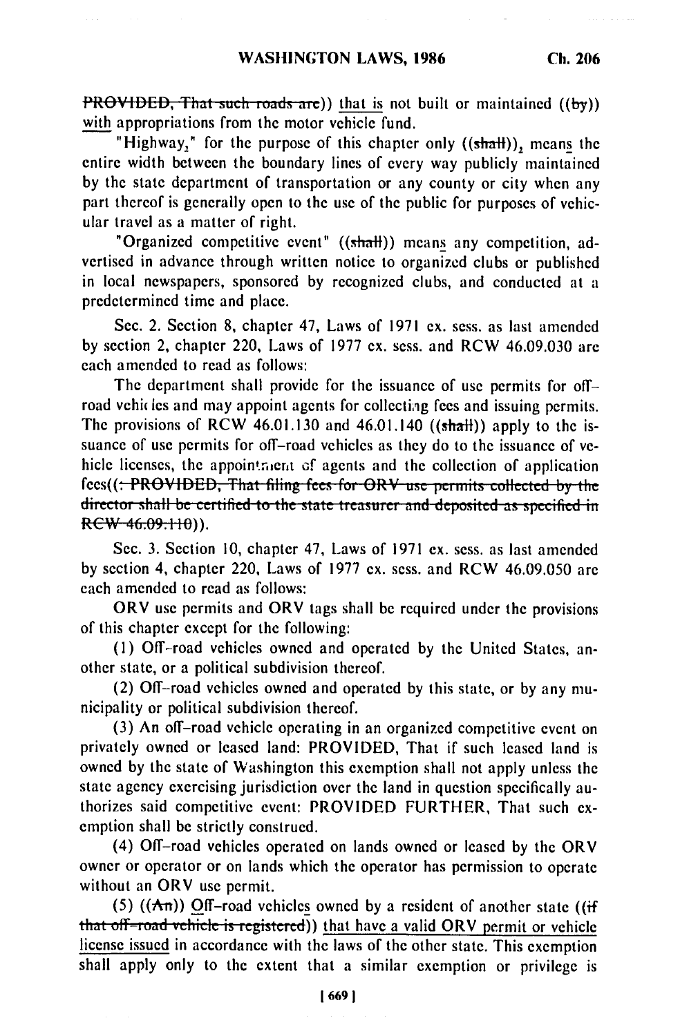~~PROVIDED, That such roads are~~)) that is not built or maintained ((~~by~~)) with appropriations from the motor vehicle fund.

"Highway," for the purpose of this chapter only ((~~shall~~)), means the entire width between the boundary lines of every way publicly maintained by the state department of transportation or any county or city when any part thereof is generally open to the use of the public for purposes of vehicular travel as a matter of right.

"Organized competitive event" ((~~shall~~)) means any competition, advertised in advance through written notice to organized clubs or published in local newspapers, sponsored by recognized clubs, and conducted at a predetermined time and place.

Sec. 2. Section 8, chapter 47, Laws of 1971 ex. sess. as last amended by section 2, chapter 220, Laws of 1977 ex. sess. and RCW 46.09.030 are each amended to read as follows:

The department shall provide for the issuance of use permits for off-road vehicles and may appoint agents for collecting fees and issuing permits. The provisions of RCW 46.01.130 and 46.01.140 ((~~shall~~)) apply to the issuance of use permits for off-road vehicles as they do to the issuance of vehicle licenses, the appointment of agents and the collection of application fees((~~: PROVIDED, That filing fees for ORV use permits collected by the director shall be certified to the state treasurer and deposited as specified in RCW 46.09.110~~)).

Sec. 3. Section 10, chapter 47, Laws of 1971 ex. sess. as last amended by section 4, chapter 220, Laws of 1977 ex. sess. and RCW 46.09.050 are each amended to read as follows:

ORV use permits and ORV tags shall be required under the provisions of this chapter except for the following:

(1) Off-road vehicles owned and operated by the United States, another state, or a political subdivision thereof.

(2) Off-road vehicles owned and operated by this state, or by any municipality or political subdivision thereof.

(3) An off-road vehicle operating in an organized competitive event on privately owned or leased land: PROVIDED, That if such leased land is owned by the state of Washington this exemption shall not apply unless the state agency exercising jurisdiction over the land in question specifically authorizes said competitive event: PROVIDED FURTHER, That such exemption shall be strictly construed.

(4) Off-road vehicles operated on lands owned or leased by the ORV owner or operator or on lands which the operator has permission to operate without an ORV use permit.

(5) ((~~An~~)) Off-road vehicles owned by a resident of another state ((~~if that off-road vehicle is registered~~)) that have a valid ORV permit or vehicle license issued in accordance with the laws of the other state. This exemption shall apply only to the extent that a similar exemption or privilege is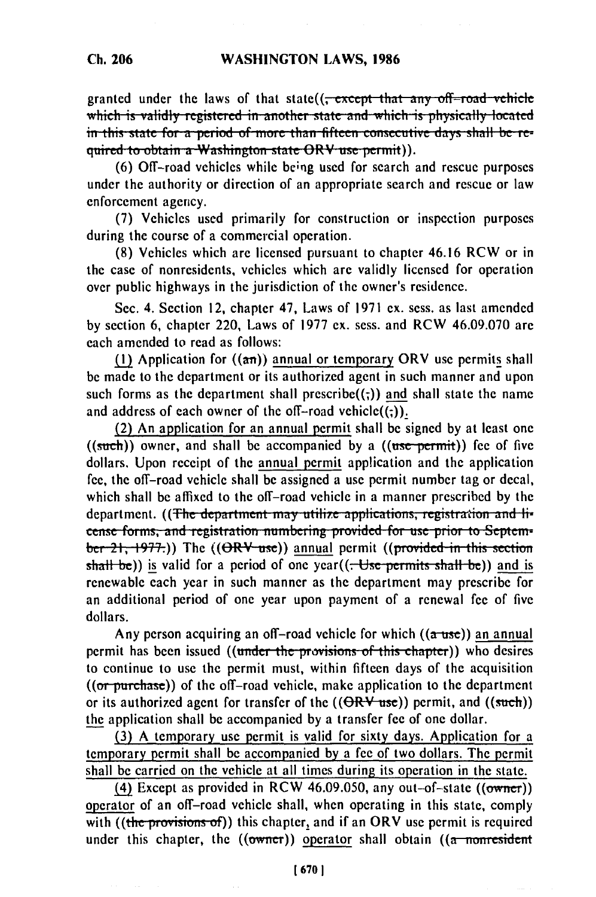granted under the laws of that state((, except that any off-road vehicle which is validly registered in another state and which is physically located in this state for a period of more than fifteen consecutive days shall be required to obtain a Washington state ORV use permit)).

(6) Off-road vehicles while being used for search and rescue purposes under the authority or direction of an appropriate search and rescue or law enforcement agency.

(7) Vehicles used primarily for construction or inspection purposes during the course of a commercial operation.

(8) Vehicles which are licensed pursuant to chapter 46.16 RCW or in the case of nonresidents, vehicles which are validly licensed for operation over public highways in the jurisdiction of the owner's residence.

Sec. 4. Section 12, chapter 47, Laws of 1971 ex. sess. as last amended by section 6, chapter 220, Laws of 1977 ex. sess. and RCW 46.09.070 are each amended to read as follows:

(1) Application for ((an)) annual or temporary ORV use permits shall be made to the department or its authorized agent in such manner and upon such forms as the department shall prescribe((;)) and shall state the name and address of each owner of the off-road vehicle((;)).

(2) An application for an annual permit shall be signed by at least one ((such)) owner, and shall be accompanied by a ((use permit)) fee of five dollars. Upon receipt of the annual permit application and the application fee, the off-road vehicle shall be assigned a use permit number tag or decal, which shall be affixed to the off-road vehicle in a manner prescribed by the department. ((The department may utilize applications, registration and license forms, and registration numbering provided for use prior to September 21, 1977.)) The ((ORV use)) annual permit ((provided in this section shall be)) is valid for a period of one year((. Use permits shall be)) and is renewable each year in such manner as the department may prescribe for an additional period of one year upon payment of a renewal fee of five dollars.

Any person acquiring an off-road vehicle for which ((a use)) an annual permit has been issued ((under the provisions of this chapter)) who desires to continue to use the permit must, within fifteen days of the acquisition ((or purchase)) of the off-road vehicle, make application to the department or its authorized agent for transfer of the ((ORV use)) permit, and ((such)) the application shall be accompanied by a transfer fee of one dollar.

(3) A temporary use permit is valid for sixty days. Application for a temporary permit shall be accompanied by a fee of two dollars. The permit shall be carried on the vehicle at all times during its operation in the state.

(4) Except as provided in RCW 46.09.050, any out-of-state ((owner)) operator of an off-road vehicle shall, when operating in this state, comply with ((the provisions of)) this chapter, and if an ORV use permit is required under this chapter, the ((owner)) operator shall obtain ((a nonresident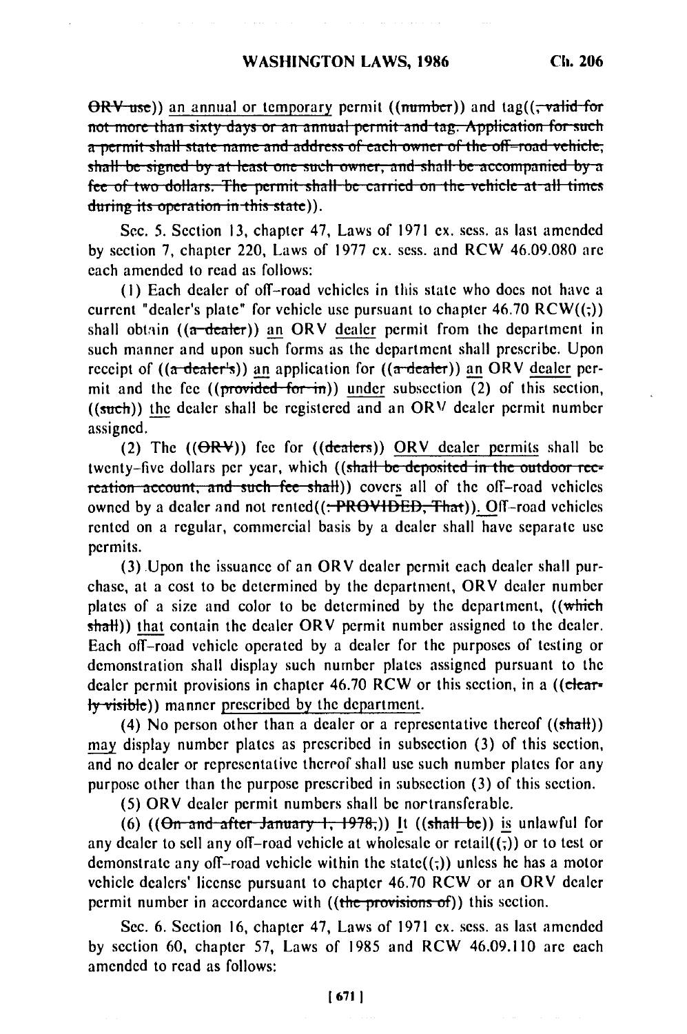~~ORV use~~)) an annual or temporary permit ((~~number~~)) and tag((~~, valid for not more than sixty days or an annual permit and tag. Application for such a permit shall state name and address of each owner of the off-road vehicle, shall be signed by at least one such owner, and shall be accompanied by a fee of two dollars. The permit shall be carried on the vehicle at all times during its operation in this state~~)).

Sec. 5. Section 13, chapter 47, Laws of 1971 ex. sess. as last amended by section 7, chapter 220, Laws of 1977 ex. sess. and RCW 46.09.080 are each amended to read as follows:

(1) Each dealer of off-road vehicles in this state who does not have a current "dealer's plate" for vehicle use pursuant to chapter 46.70 RCW((~~;~~)) shall obtain ((~~a dealer~~)) an ORV dealer permit from the department in such manner and upon such forms as the department shall prescribe. Upon receipt of ((~~a dealer's~~)) an application for ((~~a dealer~~)) an ORV dealer permit and the fee ((~~provided for in~~)) under subsection (2) of this section, ((~~such~~)) the dealer shall be registered and an ORV dealer permit number assigned.

(2) The ((~~ORV~~)) fee for ((~~dealers~~)) ORV dealer permits shall be twenty-five dollars per year, which ((~~shall be deposited in the outdoor recreation account, and such fee shall~~)) covers all of the off-road vehicles owned by a dealer and not rented((~~: PROVIDED, That~~)). Off-road vehicles rented on a regular, commercial basis by a dealer shall have separate use permits.

(3) Upon the issuance of an ORV dealer permit each dealer shall purchase, at a cost to be determined by the department, ORV dealer number plates of a size and color to be determined by the department, ((~~which shall~~)) that contain the dealer ORV permit number assigned to the dealer. Each off-road vehicle operated by a dealer for the purposes of testing or demonstration shall display such number plates assigned pursuant to the dealer permit provisions in chapter 46.70 RCW or this section, in a ((~~clearly visible~~)) manner prescribed by the department.

(4) No person other than a dealer or a representative thereof ((~~shall~~)) may display number plates as prescribed in subsection (3) of this section, and no dealer or representative thereof shall use such number plates for any purpose other than the purpose prescribed in subsection (3) of this section.

(5) ORV dealer permit numbers shall be nontransferable.

(6) ((~~On and after January 1, 1978,~~)) It ((~~shall be~~)) is unlawful for any dealer to sell any off-road vehicle at wholesale or retail((~~;~~)) or to test or demonstrate any off-road vehicle within the state((~~;~~)) unless he has a motor vehicle dealers' license pursuant to chapter 46.70 RCW or an ORV dealer permit number in accordance with ((~~the provisions of~~)) this section.

Sec. 6. Section 16, chapter 47, Laws of 1971 ex. sess. as last amended by section 60, chapter 57, Laws of 1985 and RCW 46.09.110 are each amended to read as follows: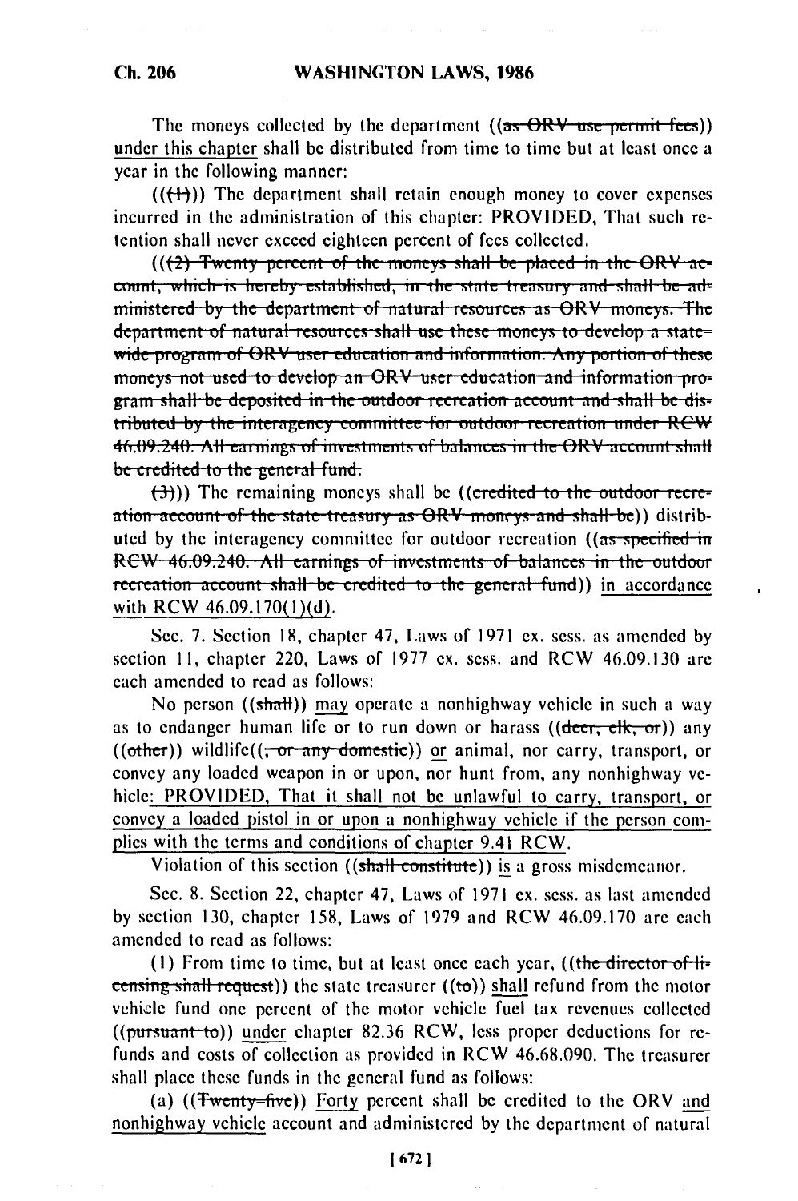The moneys collected by the department ((~~as ORV use permit fees~~)) under this chapter shall be distributed from time to time but at least once a year in the following manner:

((~~(1)~~)) The department shall retain enough money to cover expenses incurred in the administration of this chapter: PROVIDED, That such retention shall never exceed eighteen percent of fees collected.

((~~(2) Twenty percent of the moneys shall be placed in the ORV account, which is hereby established, in the state treasury and shall be administered by the department of natural resources as ORV moneys. The department of natural resources shall use these moneys to develop a statewide program of ORV user education and information. Any portion of these moneys not used to develop an ORV user education and information program shall be deposited in the outdoor recreation account and shall be distributed by the interagency committee for outdoor recreation under RCW 46.09.240. All earnings of investments of balances in the ORV account shall be credited to the general fund.~~

~~(3)~~)) The remaining moneys shall be ((~~credited to the outdoor recreation account of the state treasury as ORV moneys and shall be~~)) distributed by the interagency committee for outdoor recreation ((~~as specified in RCW 46.09.240. All earnings of investments of balances in the outdoor recreation account shall be credited to the general fund~~)) <u>in accordance with RCW 46.09.170(1)(d)</u>.

Sec. 7. Section 18, chapter 47, Laws of 1971 ex. sess. as amended by section 11, chapter 220, Laws of 1977 ex. sess. and RCW 46.09.130 are each amended to read as follows:

No person ((~~shall~~)) <u>may</u> operate a nonhighway vehicle in such a way as to endanger human life or to run down or harass ((~~deer, elk, or~~)) any ((~~other~~)) wildlife((~~, or any domestic~~)) <u>or</u> animal, nor carry, transport, or convey any loaded weapon in or upon, nor hunt from, any nonhighway vehicle<u>: PROVIDED, That it shall not be unlawful to carry, transport, or convey a loaded pistol in or upon a nonhighway vehicle if the person complies with the terms and conditions of chapter 9.41 RCW</u>.

Violation of this section ((~~shall constitute~~)) <u>is</u> a gross misdemeanor.

Sec. 8. Section 22, chapter 47, Laws of 1971 ex. sess. as last amended by section 130, chapter 158, Laws of 1979 and RCW 46.09.170 are each amended to read as follows:

(1) From time to time, but at least once each year, ((~~the director of licensing shall request~~)) the state treasurer ((~~to~~)) <u>shall</u> refund from the motor vehicle fund one percent of the motor vehicle fuel tax revenues collected ((~~pursuant to~~)) <u>under</u> chapter 82.36 RCW, less proper deductions for refunds and costs of collection as provided in RCW 46.68.090. The treasurer shall place these funds in the general fund as follows:

(a) ((~~Twenty-five~~)) <u>Forty</u> percent shall be credited to the ORV <u>and nonhighway vehicle</u> account and administered by the department of natural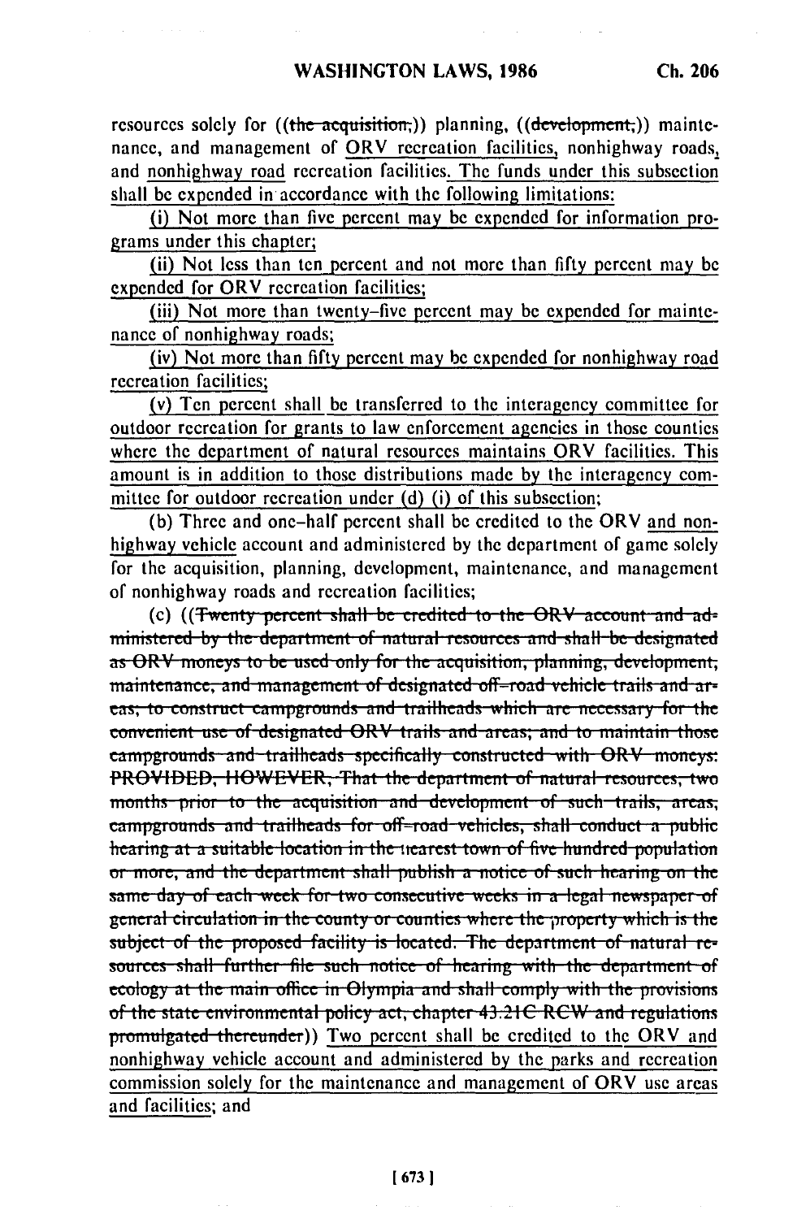resources solely for ((the acquisition,)) planning, ((development,)) maintenance, and management of ORV recreation facilities, nonhighway roads, and nonhighway road recreation facilities. The funds under this subsection shall be expended in accordance with the following limitations:

(i) Not more than five percent may be expended for information programs under this chapter;

(ii) Not less than ten percent and not more than fifty percent may be expended for ORV recreation facilities;

(iii) Not more than twenty-five percent may be expended for maintenance of nonhighway roads;

(iv) Not more than fifty percent may be expended for nonhighway road recreation facilities;

(v) Ten percent shall be transferred to the interagency committee for outdoor recreation for grants to law enforcement agencies in those counties where the department of natural resources maintains ORV facilities. This amount is in addition to those distributions made by the interagency committee for outdoor recreation under (d) (i) of this subsection;

(b) Three and one-half percent shall be credited to the ORV and nonhighway vehicle account and administered by the department of game solely for the acquisition, planning, development, maintenance, and management of nonhighway roads and recreation facilities;

(c) ((~~Twenty percent shall be credited to the ORV account and administered by the department of natural resources and shall be designated as ORV moneys to be used only for the acquisition, planning, development, maintenance, and management of designated off-road vehicle trails and areas; to construct campgrounds and trailheads which are necessary for the convenient use of designated ORV trails and areas; and to maintain those campgrounds and trailheads specifically constructed with ORV moneys: PROVIDED, HOWEVER, That the department of natural resources, two months prior to the acquisition and development of such trails, areas, campgrounds and trailheads for off-road vehicles, shall conduct a public hearing at a suitable location in the nearest town of five hundred population or more, and the department shall publish a notice of such hearing on the same day of each week for two consecutive weeks in a legal newspaper of general circulation in the county or counties where the property which is the subject of the proposed facility is located. The department of natural resources shall further file such notice of hearing with the department of ecology at the main office in Olympia and shall comply with the provisions of the state environmental policy act, chapter 43.21C RCW and regulations promulgated thereunder~~)) Two percent shall be credited to the ORV and nonhighway vehicle account and administered by the parks and recreation commission solely for the maintenance and management of ORV use areas and facilities; and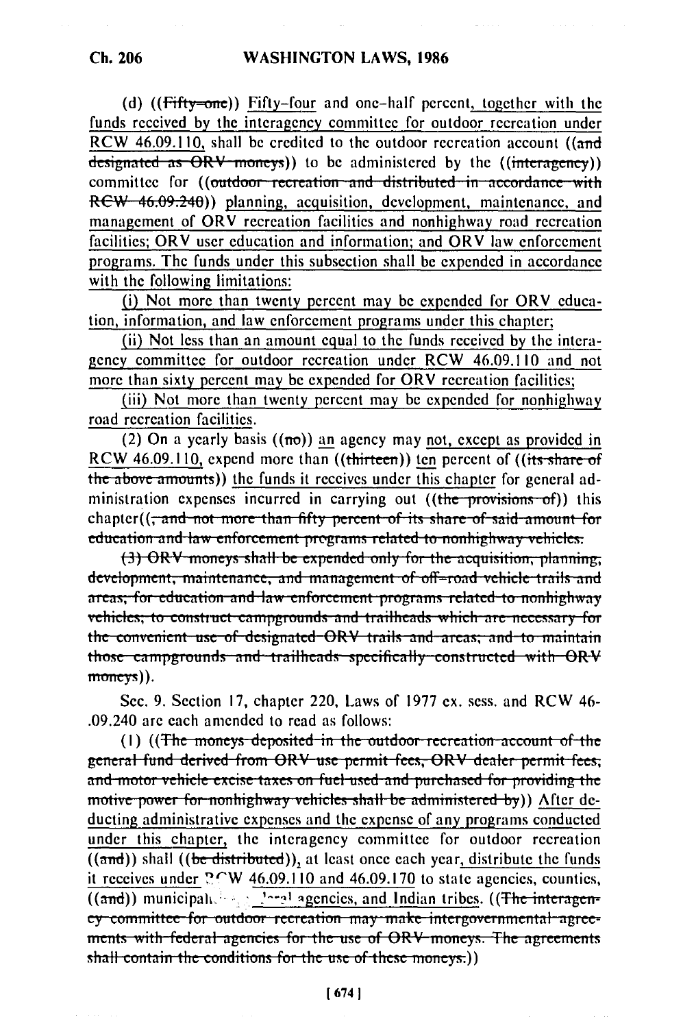(d) ((~~Fifty-one~~)) Fifty-four and one-half percent, together with the funds received by the interagency committee for outdoor recreation under RCW 46.09.110, shall be credited to the outdoor recreation account ((~~and designated as ORV moneys~~)) to be administered by the ((~~interagency~~)) committee for ((~~outdoor recreation and distributed in accordance with RCW 46.09.240~~)) planning, acquisition, development, maintenance, and management of ORV recreation facilities and nonhighway road recreation facilities; ORV user education and information; and ORV law enforcement programs. The funds under this subsection shall be expended in accordance with the following limitations:

(i) Not more than twenty percent may be expended for ORV education, information, and law enforcement programs under this chapter;

(ii) Not less than an amount equal to the funds received by the interagency committee for outdoor recreation under RCW 46.09.110 and not more than sixty percent may be expended for ORV recreation facilities;

(iii) Not more than twenty percent may be expended for nonhighway road recreation facilities.

(2) On a yearly basis ((~~no~~)) an agency may not, except as provided in RCW 46.09.110, expend more than ((~~thirteen~~)) ten percent of ((~~its share of the above amounts~~)) the funds it receives under this chapter for general administration expenses incurred in carrying out ((~~the provisions of~~)) this chapter((~~, and not more than fifty percent of its share of said amount for education and law enforcement programs related to nonhighway vehicles.~~

~~(3) ORV moneys shall be expended only for the acquisition, planning, development, maintenance, and management of off-road vehicle trails and areas; for education and law enforcement programs related to nonhighway vehicles; to construct campgrounds and trailheads which are necessary for the convenient use of designated ORV trails and areas; and to maintain those campgrounds and trailheads specifically constructed with ORV moneys~~)).

Sec. 9. Section 17, chapter 220, Laws of 1977 ex. sess. and RCW 46-.09.240 are each amended to read as follows:

(1) ((~~The moneys deposited in the outdoor recreation account of the general fund derived from ORV use permit fees, ORV dealer permit fees, and motor vehicle excise taxes on fuel used and purchased for providing the motive power for nonhighway vehicles shall be administered by~~)) After deducting administrative expenses and the expense of any programs conducted under this chapter, the interagency committee for outdoor recreation ((~~and~~)) shall ((~~be distributed~~)), at least once each year, distribute the funds it receives under RCW 46.09.110 and 46.09.170 to state agencies, counties, ((~~and~~)) municipalities, local agencies, and Indian tribes. ((~~The interagency committee for outdoor recreation may make intergovernmental agreements with federal agencies for the use of ORV moneys. The agreements shall contain the conditions for the use of these moneys.~~))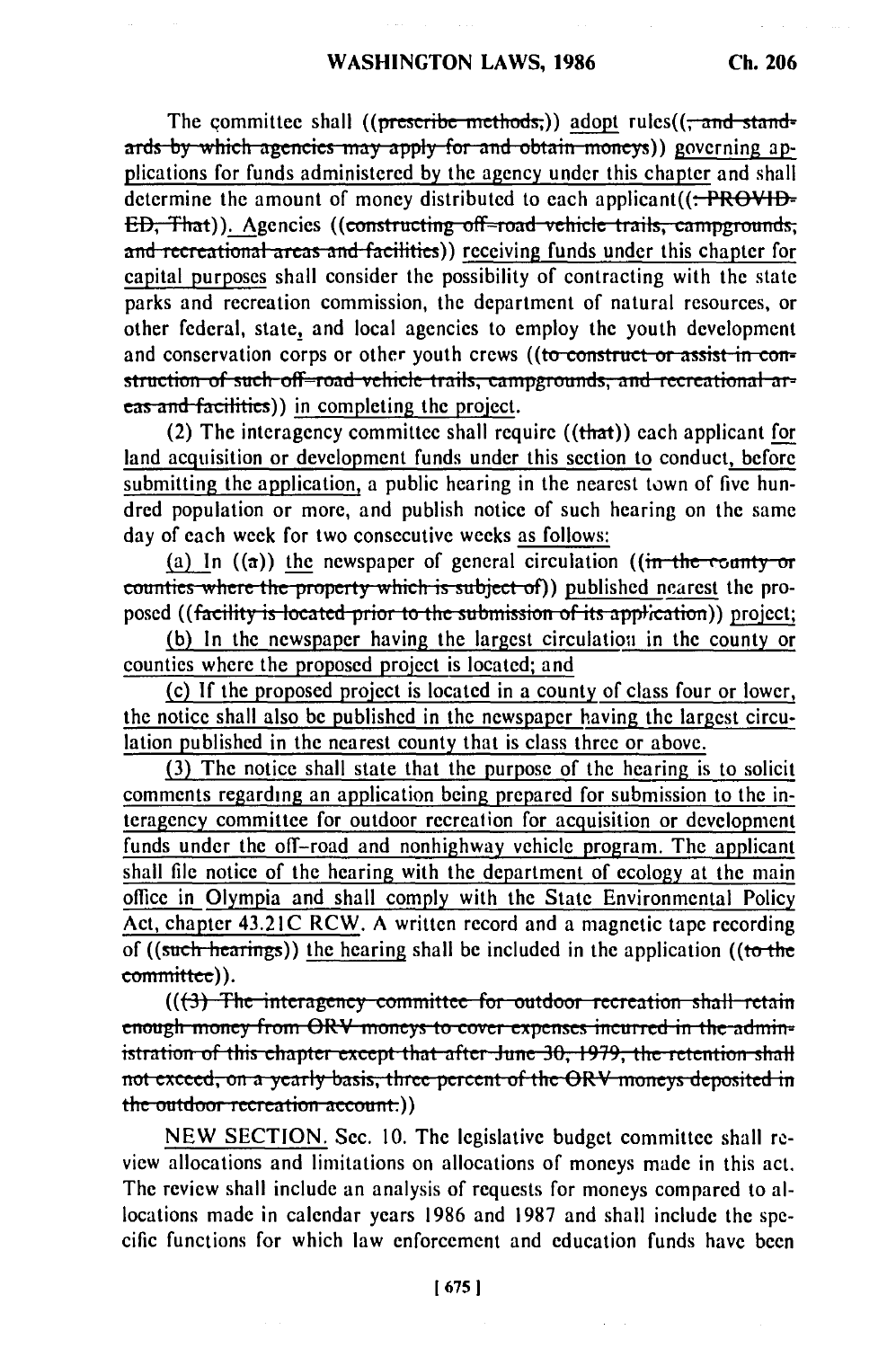The committee shall ((prescribe methods,)) adopt rules((, and standards by which agencies may apply for and obtain moneys)) governing applications for funds administered by the agency under this chapter and shall determine the amount of money distributed to each applicant((: PROVIDED, That)). Agencies ((constructing off-road vehicle trails, campgrounds, and recreational areas and facilities)) receiving funds under this chapter for capital purposes shall consider the possibility of contracting with the state parks and recreation commission, the department of natural resources, or other federal, state, and local agencies to employ the youth development and conservation corps or other youth crews ((to construct or assist in construction of such off-road vehicle trails, campgrounds, and recreational areas and facilities)) in completing the project.

(2) The interagency committee shall require ((that)) each applicant for land acquisition or development funds under this section to conduct, before submitting the application, a public hearing in the nearest town of five hundred population or more, and publish notice of such hearing on the same day of each week for two consecutive weeks as follows:

(a) In ((a)) the newspaper of general circulation ((in the county or counties where the property which is subject of)) published nearest the proposed ((facility is located prior to the submission of its application)) project;

(b) In the newspaper having the largest circulation in the county or counties where the proposed project is located; and

(c) If the proposed project is located in a county of class four or lower, the notice shall also be published in the newspaper having the largest circulation published in the nearest county that is class three or above.

(3) The notice shall state that the purpose of the hearing is to solicit comments regarding an application being prepared for submission to the interagency committee for outdoor recreation for acquisition or development funds under the off-road and nonhighway vehicle program. The applicant shall file notice of the hearing with the department of ecology at the main office in Olympia and shall comply with the State Environmental Policy Act, chapter 43.21C RCW. A written record and a magnetic tape recording of ((such hearings)) the hearing shall be included in the application ((to the committee)).

(((3) The interagency committee for outdoor recreation shall retain enough money from ORV moneys to cover expenses incurred in the administration of this chapter except that after June 30, 1979, the retention shall not exceed, on a yearly basis, three percent of the ORV moneys deposited in the outdoor recreation account.))

NEW SECTION. Sec. 10. The legislative budget committee shall review allocations and limitations on allocations of moneys made in this act. The review shall include an analysis of requests for moneys compared to allocations made in calendar years 1986 and 1987 and shall include the specific functions for which law enforcement and education funds have been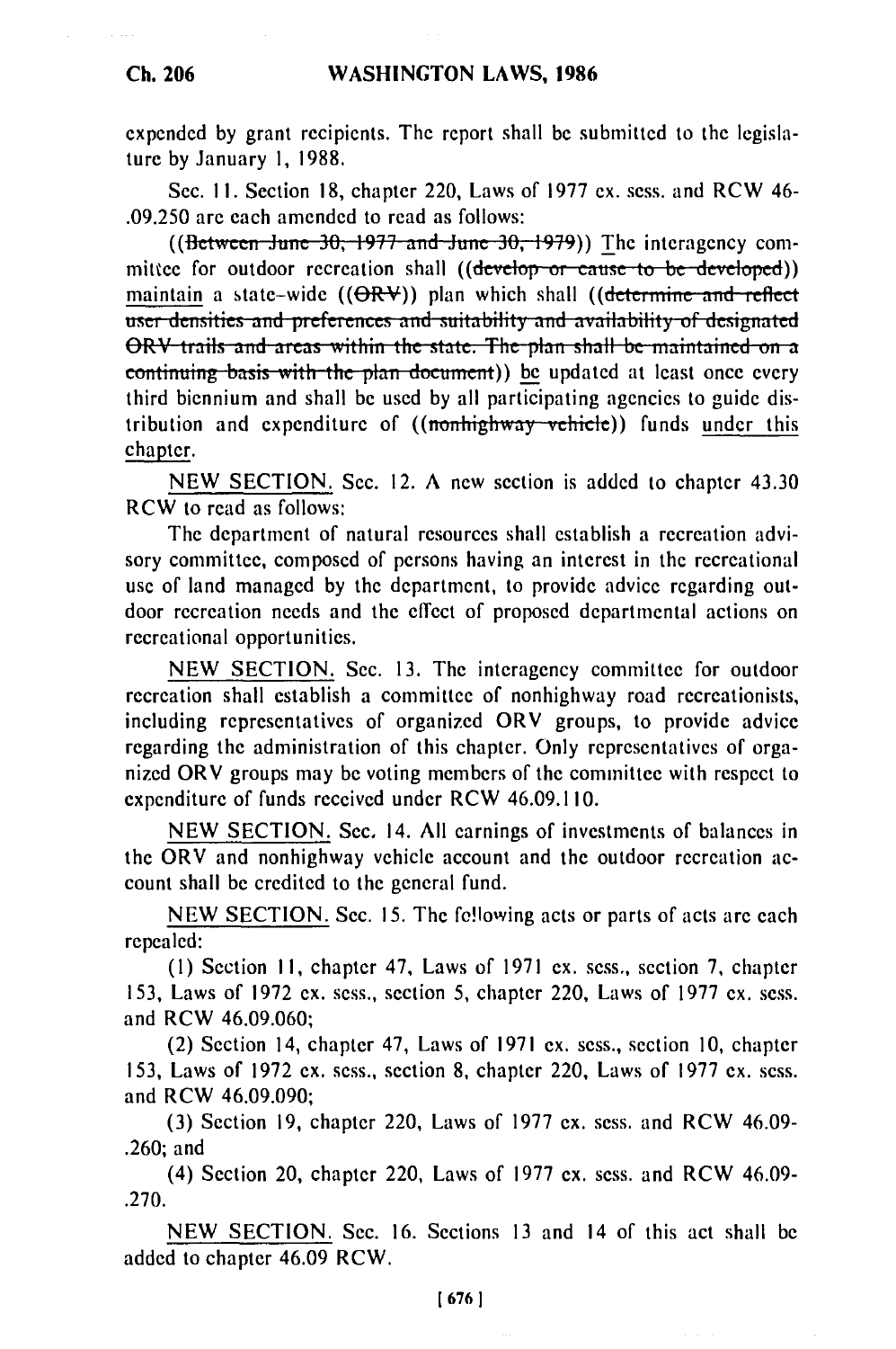expended by grant recipients. The report shall be submitted to the legislature by January 1, 1988.

Sec. 11. Section 18, chapter 220, Laws of 1977 ex. sess. and RCW 46.09.250 are each amended to read as follows:

((~~Between June 30, 1977 and June 30, 1979~~)) The interagency committee for outdoor recreation shall ((~~develop or cause to be developed~~)) maintain a state-wide ((~~ORV~~)) plan which shall ((~~determine and reflect user densities and preferences and suitability and availability of designated ORV trails and areas within the state. The plan shall be maintained on a continuing basis with the plan document~~)) be updated at least once every third biennium and shall be used by all participating agencies to guide distribution and expenditure of ((~~nonhighway vehicle~~)) funds under this chapter.

NEW SECTION. Sec. 12. A new section is added to chapter 43.30 RCW to read as follows:

The department of natural resources shall establish a recreation advisory committee, composed of persons having an interest in the recreational use of land managed by the department, to provide advice regarding outdoor recreation needs and the effect of proposed departmental actions on recreational opportunities.

NEW SECTION. Sec. 13. The interagency committee for outdoor recreation shall establish a committee of nonhighway road recreationists, including representatives of organized ORV groups, to provide advice regarding the administration of this chapter. Only representatives of organized ORV groups may be voting members of the committee with respect to expenditure of funds received under RCW 46.09.110.

NEW SECTION. Sec. 14. All earnings of investments of balances in the ORV and nonhighway vehicle account and the outdoor recreation account shall be credited to the general fund.

NEW SECTION. Sec. 15. The following acts or parts of acts are each repealed:

(1) Section 11, chapter 47, Laws of 1971 ex. sess., section 7, chapter 153, Laws of 1972 ex. sess., section 5, chapter 220, Laws of 1977 ex. sess. and RCW 46.09.060;

(2) Section 14, chapter 47, Laws of 1971 ex. sess., section 10, chapter 153, Laws of 1972 ex. sess., section 8, chapter 220, Laws of 1977 ex. sess. and RCW 46.09.090;

(3) Section 19, chapter 220, Laws of 1977 ex. sess. and RCW 46.09.260; and

(4) Section 20, chapter 220, Laws of 1977 ex. sess. and RCW 46.09.270.

NEW SECTION. Sec. 16. Sections 13 and 14 of this act shall be added to chapter 46.09 RCW.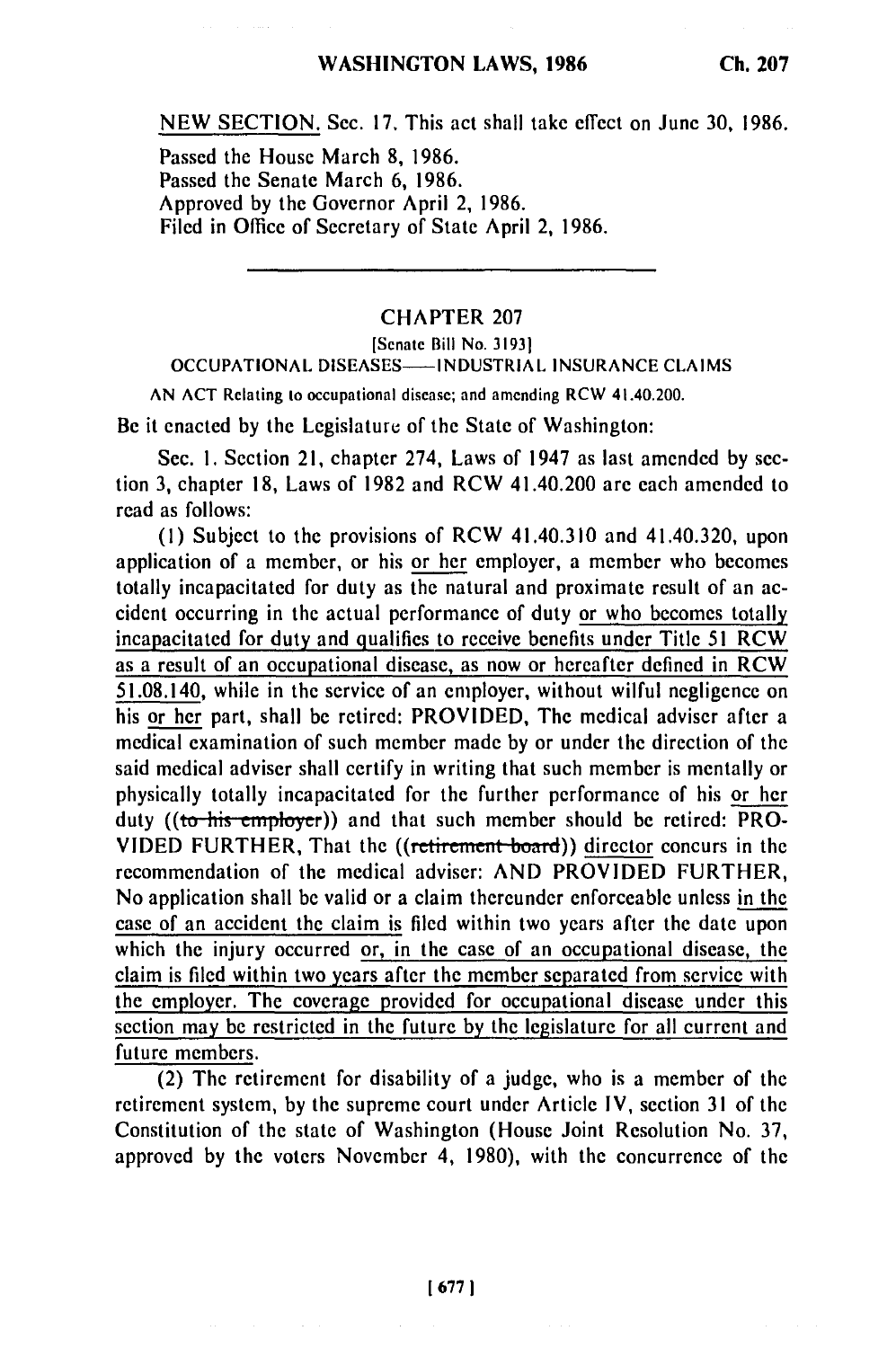NEW SECTION. Sec. 17. This act shall take effect on June 30, 1986.

Passed the House March 8, 1986.
Passed the Senate March 6, 1986.
Approved by the Governor April 2, 1986.
Filed in Office of Secretary of State April 2, 1986.

---

## CHAPTER 207

[Senate Bill No. 3193]

OCCUPATIONAL DISEASES—INDUSTRIAL INSURANCE CLAIMS

AN ACT Relating to occupational disease; and amending RCW 41.40.200.

Be it enacted by the Legislature of the State of Washington:

Sec. 1. Section 21, chapter 274, Laws of 1947 as last amended by section 3, chapter 18, Laws of 1982 and RCW 41.40.200 are each amended to read as follows:

(1) Subject to the provisions of RCW 41.40.310 and 41.40.320, upon application of a member, or his or her employer, a member who becomes totally incapacitated for duty as the natural and proximate result of an accident occurring in the actual performance of duty or who becomes totally incapacitated for duty and qualifies to receive benefits under Title 51 RCW as a result of an occupational disease, as now or hereafter defined in RCW 51.08.140, while in the service of an employer, without wilful negligence on his or her part, shall be retired: PROVIDED, The medical adviser after a medical examination of such member made by or under the direction of the said medical adviser shall certify in writing that such member is mentally or physically totally incapacitated for the further performance of his or her duty ((~~to his employer~~)) and that such member should be retired: PROVIDED FURTHER, That the ((~~retirement board~~)) director concurs in the recommendation of the medical adviser: AND PROVIDED FURTHER, No application shall be valid or a claim thereunder enforceable unless in the case of an accident the claim is filed within two years after the date upon which the injury occurred or, in the case of an occupational disease, the claim is filed within two years after the member separated from service with the employer. The coverage provided for occupational disease under this section may be restricted in the future by the legislature for all current and future members.

(2) The retirement for disability of a judge, who is a member of the retirement system, by the supreme court under Article IV, section 31 of the Constitution of the state of Washington (House Joint Resolution No. 37, approved by the voters November 4, 1980), with the concurrence of the